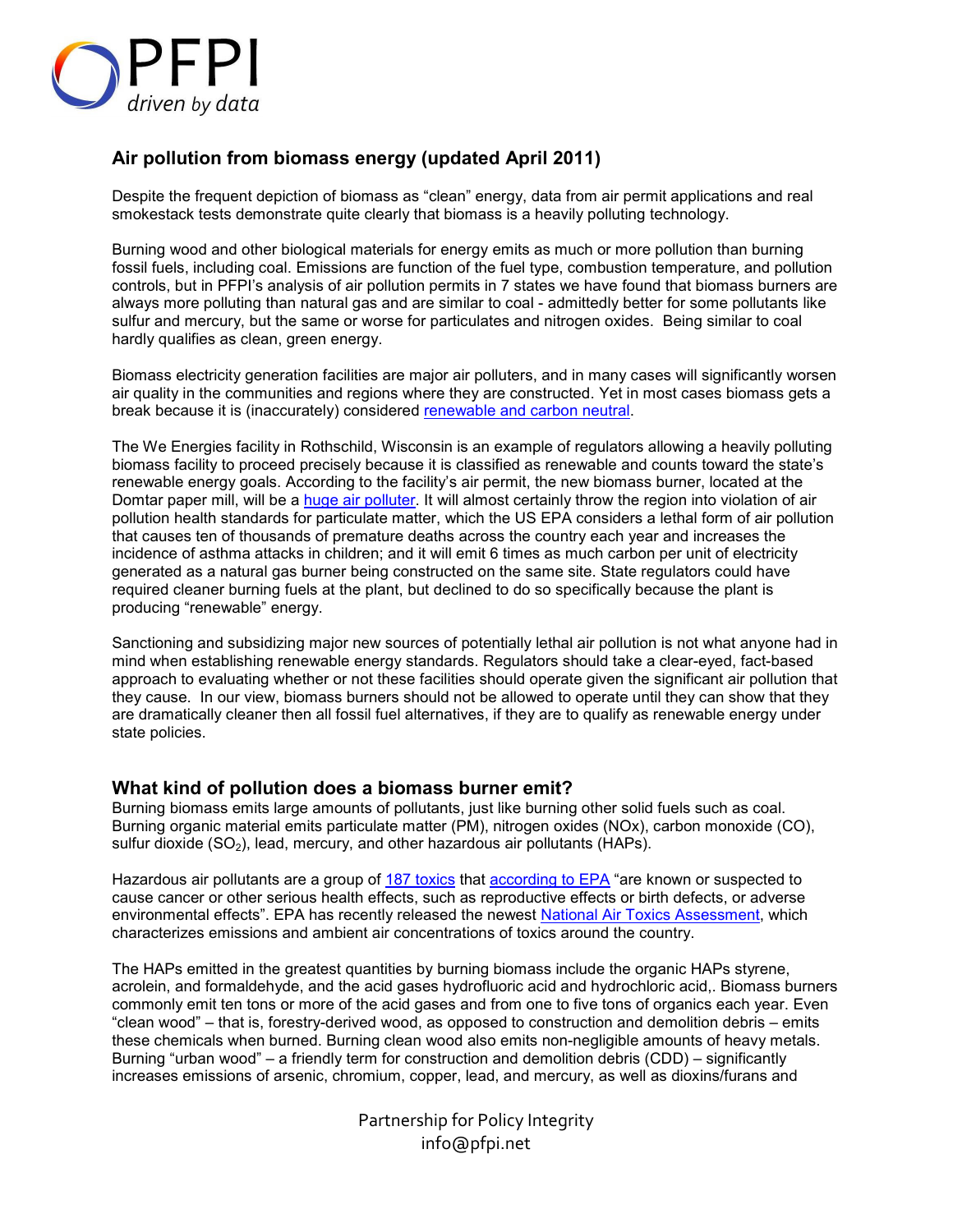PFPI

*driven by data*

## Air pollution from biomass energy (updated April 2011)

Despite the frequent depiction of biomass as "clean" energy, data from air permit applications and real smokestack tests demonstrate quite clearly that biomass is a heavily polluting technology.

Burning wood and other biological materials for energy emits as much or more pollution than burning fossil fuels, including coal. Emissions are function of the fuel type, combustion temperature, and pollution controls, but in PFPI's analysis of air pollution permits in 7 states we have found that biomass burners are always more polluting than natural gas and are similar to coal - admittedly better for some pollutants like sulfur and mercury, but the same or worse for particulates and nitrogen oxides. Being similar to coal hardly qualifies as clean, green energy.

Biomass electricity generation facilities are major air polluters, and in many cases will significantly worsen air quality in the communities and regions where they are constructed. Yet in most cases biomass gets a break because it is (inaccurately) considered renewable and carbon neutral.

The We Energies facility in Rothschild, Wisconsin is an example of regulators allowing a heavily polluting biomass facility to proceed precisely because it is classified as renewable and counts toward the state's renewable energy goals. According to the facility's air permit, the new biomass burner, located at the Domtar paper mill, will be a huge air polluter. It will almost certainly throw the region into violation of air pollution health standards for particulate matter, which the US EPA considers a lethal form of air pollution that causes ten of thousands of premature deaths across the country each year and increases the incidence of asthma attacks in children; and it will emit 6 times as much carbon per unit of electricity generated as a natural gas burner being constructed on the same site. State regulators could have required cleaner burning fuels at the plant, but declined to do so specifically because the plant is producing "renewable" energy.

Sanctioning and subsidizing major new sources of potentially lethal air pollution is not what anyone had in mind when establishing renewable energy standards. Regulators should take a clear-eyed, fact-based approach to evaluating whether or not these facilities should operate given the significant air pollution that they cause. In our view, biomass burners should not be allowed to operate until they can show that they are dramatically cleaner then all fossil fuel alternatives, if they are to qualify as renewable energy under state policies.

## What kind of pollution does a biomass burner emit?

Burning biomass emits large amounts of pollutants, just like burning other solid fuels such as coal. Burning organic material emits particulate matter (PM), nitrogen oxides (NOx), carbon monoxide (CO), sulfur dioxide ($SO_2$), lead, mercury, and other hazardous air pollutants (HAPs).

Hazardous air pollutants are a group of 187 toxics that according to EPA "are known or suspected to cause cancer or other serious health effects, such as reproductive effects or birth defects, or adverse environmental effects". EPA has recently released the newest National Air Toxics Assessment, which characterizes emissions and ambient air concentrations of toxics around the country.

The HAPs emitted in the greatest quantities by burning biomass include the organic HAPs styrene, acrolein, and formaldehyde, and the acid gases hydrofluoric acid and hydrochloric acid,. Biomass burners commonly emit ten tons or more of the acid gases and from one to five tons of organics each year. Even "clean wood" – that is, forestry-derived wood, as opposed to construction and demolition debris – emits these chemicals when burned. Burning clean wood also emits non-negligible amounts of heavy metals. Burning "urban wood" – a friendly term for construction and demolition debris (CDD) – significantly increases emissions of arsenic, chromium, copper, lead, and mercury, as well as dioxins/furans and

Partnership for Policy Integrity
info@pfpi.net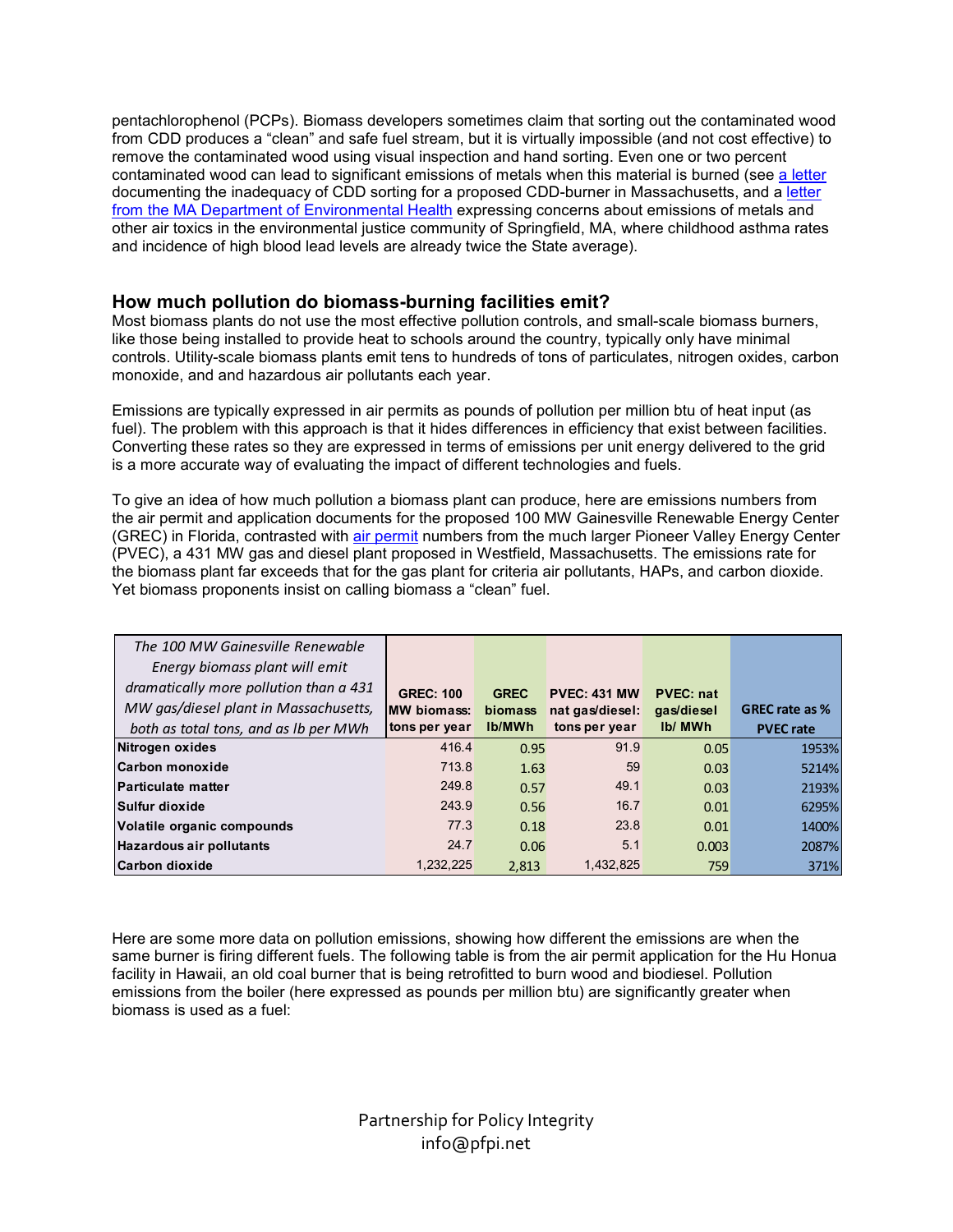pentachlorophenol (PCPs). Biomass developers sometimes claim that sorting out the contaminated wood from CDD produces a "clean" and safe fuel stream, but it is virtually impossible (and not cost effective) to remove the contaminated wood using visual inspection and hand sorting. Even one or two percent contaminated wood can lead to significant emissions of metals when this material is burned (see a letter documenting the inadequacy of CDD sorting for a proposed CDD-burner in Massachusetts, and a letter from the MA Department of Environmental Health expressing concerns about emissions of metals and other air toxics in the environmental justice community of Springfield, MA, where childhood asthma rates and incidence of high blood lead levels are already twice the State average).

## How much pollution do biomass-burning facilities emit?

Most biomass plants do not use the most effective pollution controls, and small-scale biomass burners, like those being installed to provide heat to schools around the country, typically only have minimal controls. Utility-scale biomass plants emit tens to hundreds of tons of particulates, nitrogen oxides, carbon monoxide, and and hazardous air pollutants each year.

Emissions are typically expressed in air permits as pounds of pollution per million btu of heat input (as fuel). The problem with this approach is that it hides differences in efficiency that exist between facilities. Converting these rates so they are expressed in terms of emissions per unit energy delivered to the grid is a more accurate way of evaluating the impact of different technologies and fuels.

To give an idea of how much pollution a biomass plant can produce, here are emissions numbers from the air permit and application documents for the proposed 100 MW Gainesville Renewable Energy Center (GREC) in Florida, contrasted with air permit numbers from the much larger Pioneer Valley Energy Center (PVEC), a 431 MW gas and diesel plant proposed in Westfield, Massachusetts. The emissions rate for the biomass plant far exceeds that for the gas plant for criteria air pollutants, HAPs, and carbon dioxide. Yet biomass proponents insist on calling biomass a "clean" fuel.

| *The 100 MW Gainesville Renewable Energy biomass plant will emit dramatically more pollution than a 431 MW gas/diesel plant in Massachusetts, both as total tons, and as lb per MWh* | GREC: 100 MW biomass: tons per year | GREC biomass lb/MWh | PVEC: 431 MW nat gas/diesel: tons per year | PVEC: nat gas/diesel lb/ MWh | GREC rate as % PVEC rate |
|---|---|---|---|---|---|
| Nitrogen oxides | 416.4 | 0.95 | 91.9 | 0.05 | 1953% |
| Carbon monoxide | 713.8 | 1.63 | 59 | 0.03 | 5214% |
| Particulate matter | 249.8 | 0.57 | 49.1 | 0.03 | 2193% |
| Sulfur dioxide | 243.9 | 0.56 | 16.7 | 0.01 | 6295% |
| Volatile organic compounds | 77.3 | 0.18 | 23.8 | 0.01 | 1400% |
| Hazardous air pollutants | 24.7 | 0.06 | 5.1 | 0.003 | 2087% |
| Carbon dioxide | 1,232,225 | 2,813 | 1,432,825 | 759 | 371% |

Here are some more data on pollution emissions, showing how different the emissions are when the same burner is firing different fuels. The following table is from the air permit application for the Hu Honua facility in Hawaii, an old coal burner that is being retrofitted to burn wood and biodiesel. Pollution emissions from the boiler (here expressed as pounds per million btu) are significantly greater when biomass is used as a fuel: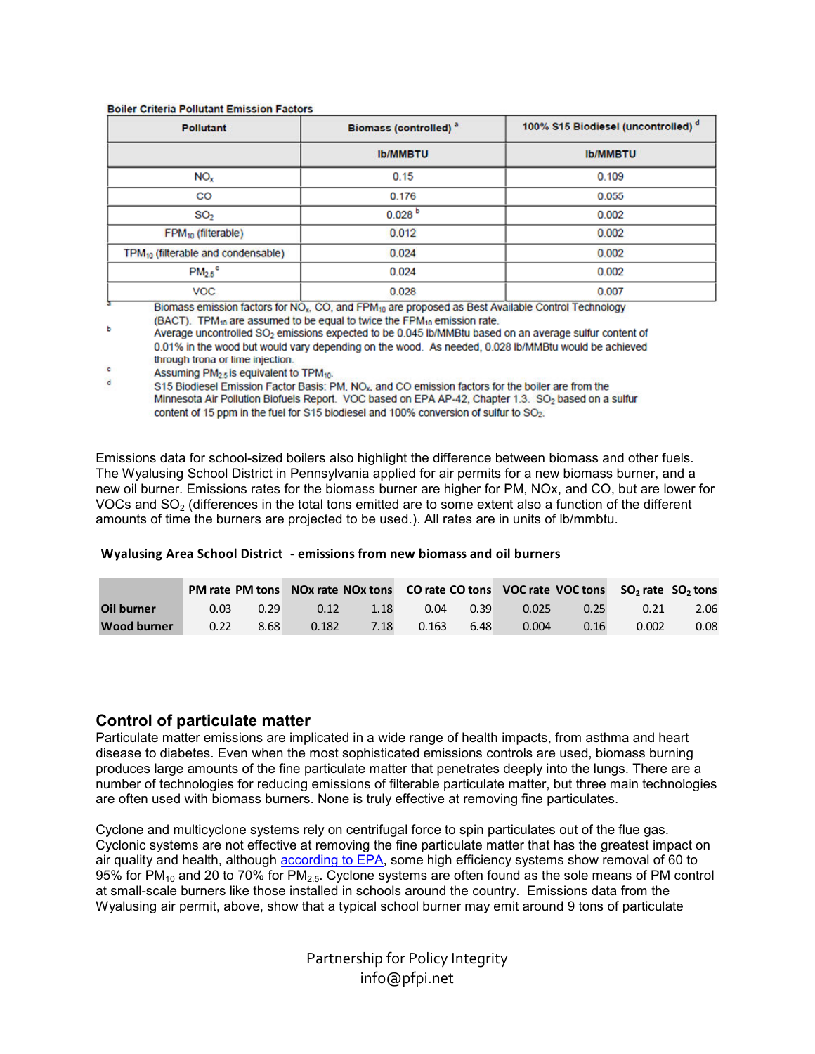**Boiler Criteria Pollutant Emission Factors**

| Pollutant | Biomass (controlled) [a] | 100% S15 Biodiesel (uncontrolled) [d] |
|---|---|---|
| | lb/MMBTU | lb/MMBTU |
| $NO_x$ | 0.15 | 0.109 |
| CO | 0.176 | 0.055 |
| $SO_2$ | 0.028 [b] | 0.002 |
| $FPM_{10}$ (filterable) | 0.012 | 0.002 |
| $TPM_{10}$ (filterable and condensable) | 0.024 | 0.002 |
| $PM_{2.5}$ [c] | 0.024 | 0.002 |
| VOC | 0.028 | 0.007 |

a Biomass emission factors for $NO_x$, CO, and $FPM_{10}$ are proposed as Best Available Control Technology (BACT). $TPM_{10}$ are assumed to be equal to twice the $FPM_{10}$ emission rate.

b Average uncontrolled $SO_2$ emissions expected to be 0.045 lb/MMBtu based on an average sulfur content of 0.01% in the wood but would vary depending on the wood. As needed, 0.028 lb/MMBtu would be achieved through trona or lime injection.

c Assuming $PM_{2.5}$ is equivalent to $TPM_{10}$.

d S15 Biodiesel Emission Factor Basis: PM, $NO_x$, and CO emission factors for the boiler are from the Minnesota Air Pollution Biofuels Report. VOC based on EPA AP-42, Chapter 1.3. $SO_2$ based on a sulfur content of 15 ppm in the fuel for S15 biodiesel and 100% conversion of sulfur to $SO_2$.

Emissions data for school-sized boilers also highlight the difference between biomass and other fuels. The Wyalusing School District in Pennsylvania applied for air permits for a new biomass burner, and a new oil burner. Emissions rates for the biomass burner are higher for PM, NOx, and CO, but are lower for VOCs and $SO_2$ (differences in the total tons emitted are to some extent also a function of the different amounts of time the burners are projected to be used.). All rates are in units of lb/mmbtu.

**Wyalusing Area School District - emissions from new biomass and oil burners**

| | PM rate | PM tons | NOx rate | NOx tons | CO rate | CO tons | VOC rate | VOC tons | $SO_2$ rate | $SO_2$ tons |
|---|---|---|---|---|---|---|---|---|---|---|
| **Oil burner** | 0.03 | 0.29 | 0.12 | 1.18 | 0.04 | 0.39 | 0.025 | 0.25 | 0.21 | 2.06 |
| **Wood burner** | 0.22 | 8.68 | 0.182 | 7.18 | 0.163 | 6.48 | 0.004 | 0.16 | 0.002 | 0.08 |

## Control of particulate matter

Particulate matter emissions are implicated in a wide range of health impacts, from asthma and heart disease to diabetes. Even when the most sophisticated emissions controls are used, biomass burning produces large amounts of the fine particulate matter that penetrates deeply into the lungs. There are a number of technologies for reducing emissions of filterable particulate matter, but three main technologies are often used with biomass burners. None is truly effective at removing fine particulates.

Cyclone and multicyclone systems rely on centrifugal force to spin particulates out of the flue gas. Cyclonic systems are not effective at removing the fine particulate matter that has the greatest impact on air quality and health, although according to EPA, some high efficiency systems show removal of 60 to 95% for $PM_{10}$ and 20 to 70% for $PM_{2.5}$. Cyclone systems are often found as the sole means of PM control at small-scale burners like those installed in schools around the country. Emissions data from the Wyalusing air permit, above, show that a typical school burner may emit around 9 tons of particulate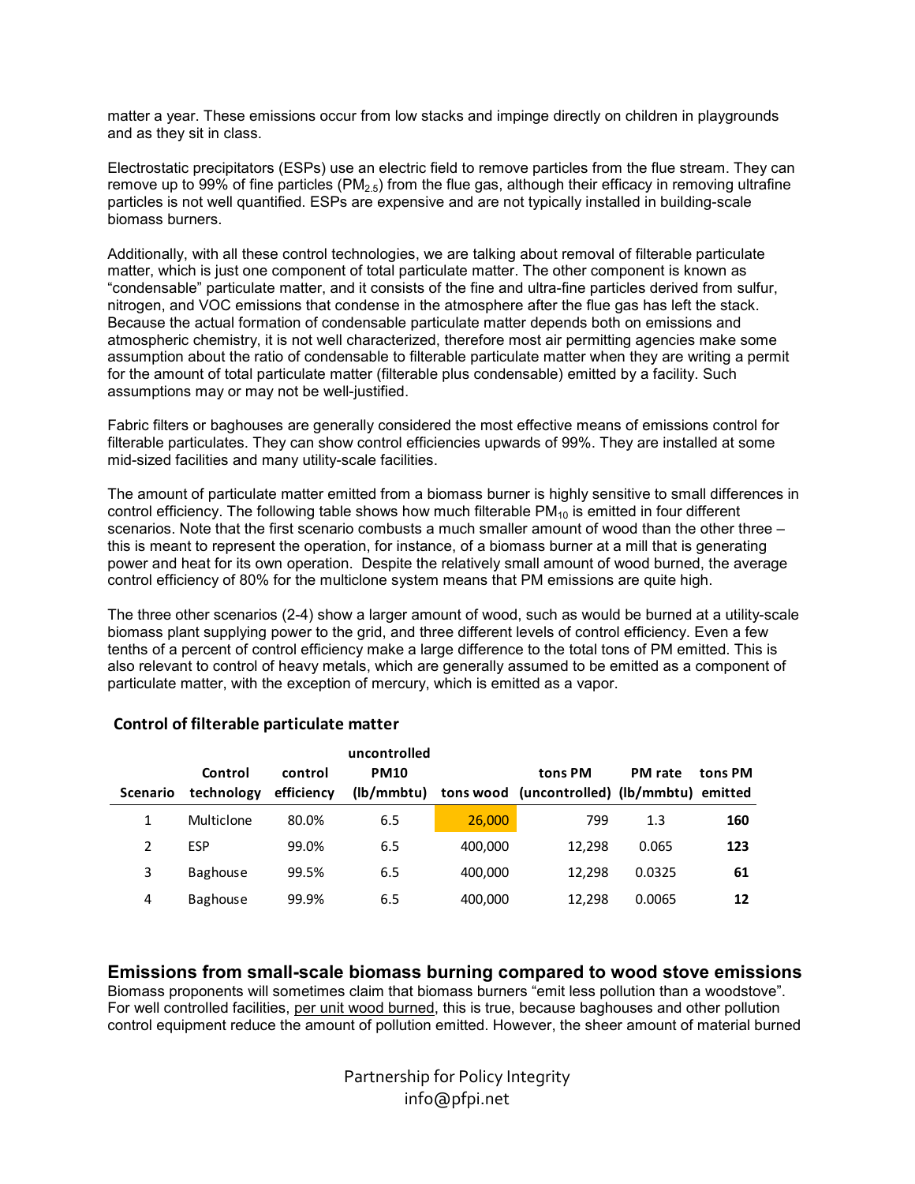matter a year. These emissions occur from low stacks and impinge directly on children in playgrounds and as they sit in class.

Electrostatic precipitators (ESPs) use an electric field to remove particles from the flue stream. They can remove up to 99% of fine particles ($PM_{2.5}$) from the flue gas, although their efficacy in removing ultrafine particles is not well quantified. ESPs are expensive and are not typically installed in building-scale biomass burners.

Additionally, with all these control technologies, we are talking about removal of filterable particulate matter, which is just one component of total particulate matter. The other component is known as "condensable" particulate matter, and it consists of the fine and ultra-fine particles derived from sulfur, nitrogen, and VOC emissions that condense in the atmosphere after the flue gas has left the stack. Because the actual formation of condensable particulate matter depends both on emissions and atmospheric chemistry, it is not well characterized, therefore most air permitting agencies make some assumption about the ratio of condensable to filterable particulate matter when they are writing a permit for the amount of total particulate matter (filterable plus condensable) emitted by a facility. Such assumptions may or may not be well-justified.

Fabric filters or baghouses are generally considered the most effective means of emissions control for filterable particulates. They can show control efficiencies upwards of 99%. They are installed at some mid-sized facilities and many utility-scale facilities.

The amount of particulate matter emitted from a biomass burner is highly sensitive to small differences in control efficiency. The following table shows how much filterable $PM_{10}$ is emitted in four different scenarios. Note that the first scenario combusts a much smaller amount of wood than the other three – this is meant to represent the operation, for instance, of a biomass burner at a mill that is generating power and heat for its own operation. Despite the relatively small amount of wood burned, the average control efficiency of 80% for the multiclone system means that PM emissions are quite high.

The three other scenarios (2-4) show a larger amount of wood, such as would be burned at a utility-scale biomass plant supplying power to the grid, and three different levels of control efficiency. Even a few tenths of a percent of control efficiency make a large difference to the total tons of PM emitted. This is also relevant to control of heavy metals, which are generally assumed to be emitted as a component of particulate matter, with the exception of mercury, which is emitted as a vapor.

**Control of filterable particulate matter**

| Scenario | Control technology | control efficiency | uncontrolled PM10 (lb/mmbtu) | tons wood | tons PM (uncontrolled) | PM rate (lb/mmbtu) | tons PM emitted |
|---|---|---|---|---|---|---|---|
| 1 | Multiclone | 80.0% | 6.5 | 26,000 | 799 | 1.3 | **160** |
| 2 | ESP | 99.0% | 6.5 | 400,000 | 12,298 | 0.065 | **123** |
| 3 | Baghouse | 99.5% | 6.5 | 400,000 | 12,298 | 0.0325 | **61** |
| 4 | Baghouse | 99.9% | 6.5 | 400,000 | 12,298 | 0.0065 | **12** |

## Emissions from small-scale biomass burning compared to wood stove emissions

Biomass proponents will sometimes claim that biomass burners "emit less pollution than a woodstove". For well controlled facilities, per unit wood burned, this is true, because baghouses and other pollution control equipment reduce the amount of pollution emitted. However, the sheer amount of material burned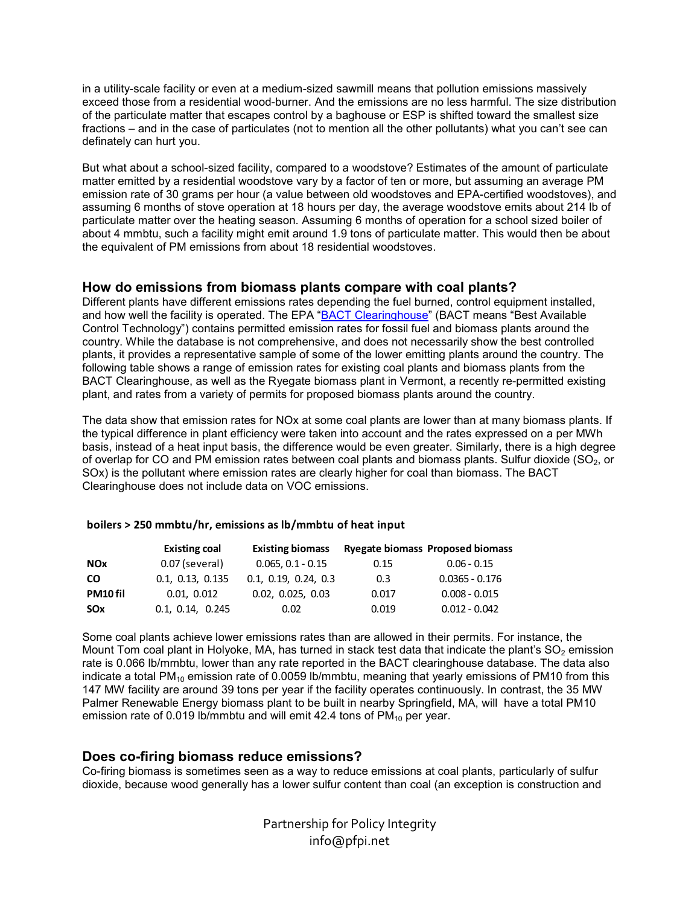in a utility-scale facility or even at a medium-sized sawmill means that pollution emissions massively exceed those from a residential wood-burner. And the emissions are no less harmful. The size distribution of the particulate matter that escapes control by a baghouse or ESP is shifted toward the smallest size fractions – and in the case of particulates (not to mention all the other pollutants) what you can't see can definately can hurt you.

But what about a school-sized facility, compared to a woodstove? Estimates of the amount of particulate matter emitted by a residential woodstove vary by a factor of ten or more, but assuming an average PM emission rate of 30 grams per hour (a value between old woodstoves and EPA-certified woodstoves), and assuming 6 months of stove operation at 18 hours per day, the average woodstove emits about 214 lb of particulate matter over the heating season. Assuming 6 months of operation for a school sized boiler of about 4 mmbtu, such a facility might emit around 1.9 tons of particulate matter. This would then be about the equivalent of PM emissions from about 18 residential woodstoves.

## How do emissions from biomass plants compare with coal plants?

Different plants have different emissions rates depending the fuel burned, control equipment installed, and how well the facility is operated. The EPA "BACT Clearinghouse" (BACT means "Best Available Control Technology") contains permitted emission rates for fossil fuel and biomass plants around the country. While the database is not comprehensive, and does not necessarily show the best controlled plants, it provides a representative sample of some of the lower emitting plants around the country. The following table shows a range of emission rates for existing coal plants and biomass plants from the BACT Clearinghouse, as well as the Ryegate biomass plant in Vermont, a recently re-permitted existing plant, and rates from a variety of permits for proposed biomass plants around the country.

The data show that emission rates for NOx at some coal plants are lower than at many biomass plants. If the typical difference in plant efficiency were taken into account and the rates expressed on a per MWh basis, instead of a heat input basis, the difference would be even greater. Similarly, there is a high degree of overlap for CO and PM emission rates between coal plants and biomass plants. Sulfur dioxide ($SO_2$, or SOx) is the pollutant where emission rates are clearly higher for coal than biomass. The BACT Clearinghouse does not include data on VOC emissions.

**boilers > 250 mmbtu/hr, emissions as lb/mmbtu of heat input**

| | Existing coal | Existing biomass | Ryegate biomass | Proposed biomass |
|---|---|---|---|---|
| **NOx** | 0.07 (several) | 0.065, 0.1 - 0.15 | 0.15 | 0.06 - 0.15 |
| **CO** | 0.1, 0.13, 0.135 | 0.1, 0.19, 0.24, 0.3 | 0.3 | 0.0365 - 0.176 |
| **PM10 fil** | 0.01, 0.012 | 0.02, 0.025, 0.03 | 0.017 | 0.008 - 0.015 |
| **SOx** | 0.1, 0.14, 0.245 | 0.02 | 0.019 | 0.012 - 0.042 |

Some coal plants achieve lower emissions rates than are allowed in their permits. For instance, the Mount Tom coal plant in Holyoke, MA, has turned in stack test data that indicate the plant's $SO_2$ emission rate is 0.066 lb/mmbtu, lower than any rate reported in the BACT clearinghouse database. The data also indicate a total $PM_{10}$ emission rate of 0.0059 lb/mmbtu, meaning that yearly emissions of PM10 from this 147 MW facility are around 39 tons per year if the facility operates continuously. In contrast, the 35 MW Palmer Renewable Energy biomass plant to be built in nearby Springfield, MA, will have a total PM10 emission rate of 0.019 lb/mmbtu and will emit 42.4 tons of $PM_{10}$ per year.

## Does co-firing biomass reduce emissions?

Co-firing biomass is sometimes seen as a way to reduce emissions at coal plants, particularly of sulfur dioxide, because wood generally has a lower sulfur content than coal (an exception is construction and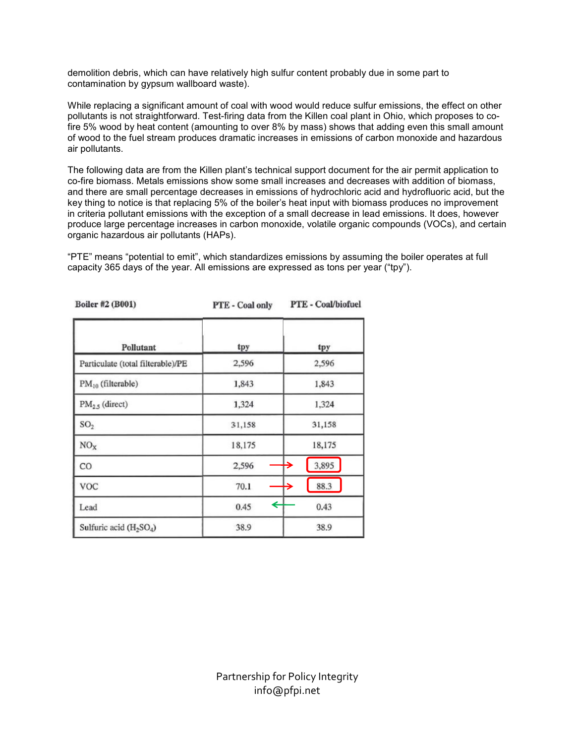demolition debris, which can have relatively high sulfur content probably due in some part to contamination by gypsum wallboard waste).

While replacing a significant amount of coal with wood would reduce sulfur emissions, the effect on other pollutants is not straightforward. Test-firing data from the Killen coal plant in Ohio, which proposes to co-fire 5% wood by heat content (amounting to over 8% by mass) shows that adding even this small amount of wood to the fuel stream produces dramatic increases in emissions of carbon monoxide and hazardous air pollutants.

The following data are from the Killen plant's technical support document for the air permit application to co-fire biomass. Metals emissions show some small increases and decreases with addition of biomass, and there are small percentage decreases in emissions of hydrochloric acid and hydrofluoric acid, but the key thing to notice is that replacing 5% of the boiler's heat input with biomass produces no improvement in criteria pollutant emissions with the exception of a small decrease in lead emissions. It does, however produce large percentage increases in carbon monoxide, volatile organic compounds (VOCs), and certain organic hazardous air pollutants (HAPs).

"PTE" means "potential to emit", which standardizes emissions by assuming the boiler operates at full capacity 365 days of the year. All emissions are expressed as tons per year ("tpy").

| Boiler #2 (B001) | PTE - Coal only | PTE - Coal/biofuel |
|---|---|---|
| Pollutant | tpy | tpy |
| Particulate (total filterable)/PE | 2,596 | 2,596 |
| $PM_{10}$ (filterable) | 1,843 | 1,843 |
| $PM_{2.5}$ (direct) | 1,324 | 1,324 |
| $SO_2$ | 31,158 | 31,158 |
| $NO_X$ | 18,175 | 18,175 |
| CO | 2,596 | 3,895 |
| VOC | 70.1 | 88.3 |
| Lead | 0.45 | 0.43 |
| Sulfuric acid ($H_2SO_4$) | 38.9 | 38.9 |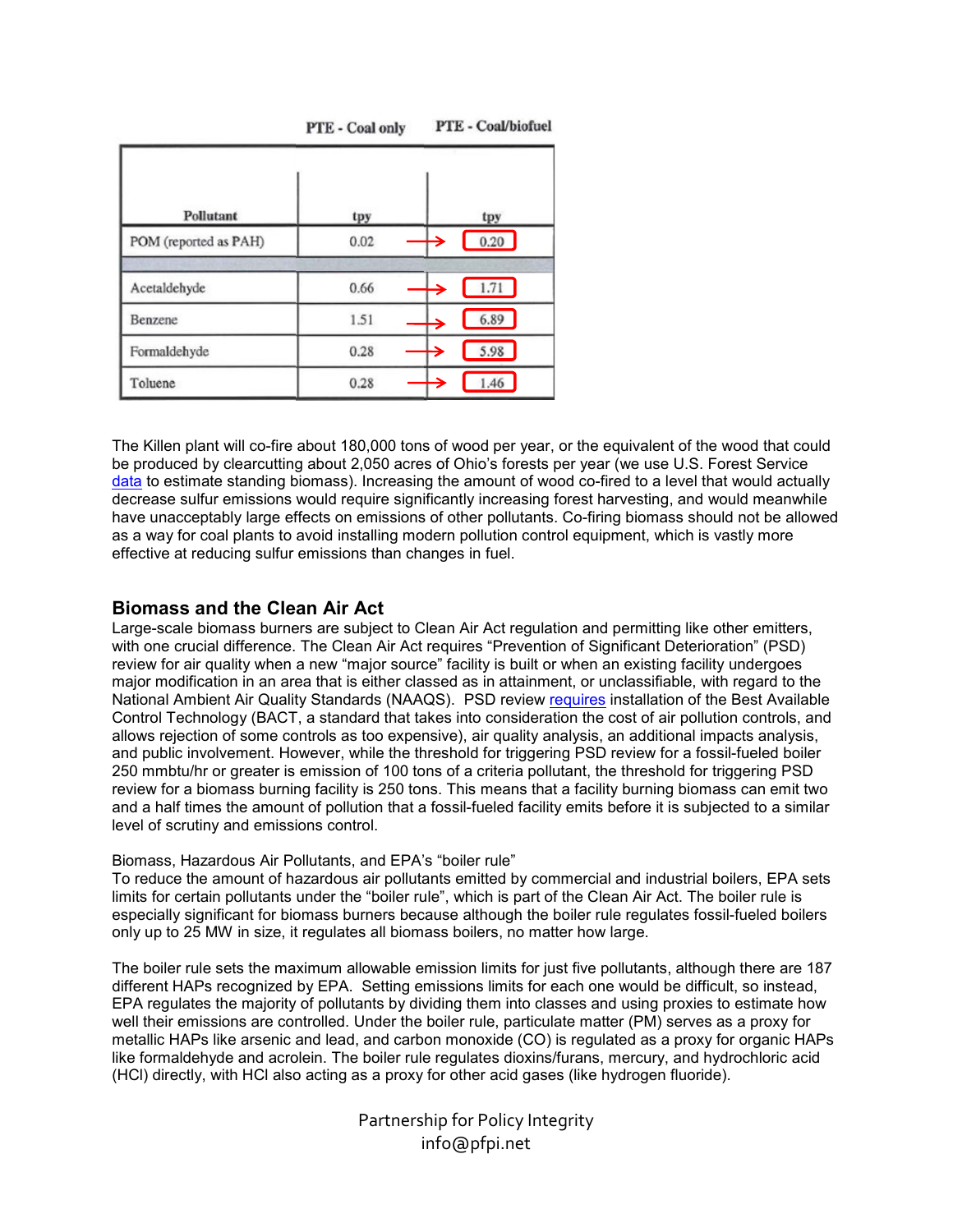| Pollutant | PTE - Coal only tpy | PTE - Coal/biofuel tpy |
|---|---|---|
| POM (reported as PAH) | 0.02 | 0.20 |
| | | |
| Acetaldehyde | 0.66 | 1.71 |
| Benzene | 1.51 | 6.89 |
| Formaldehyde | 0.28 | 5.98 |
| Toluene | 0.28 | 1.46 |

The Killen plant will co-fire about 180,000 tons of wood per year, or the equivalent of the wood that could be produced by clearcutting about 2,050 acres of Ohio's forests per year (we use U.S. Forest Service data to estimate standing biomass). Increasing the amount of wood co-fired to a level that would actually decrease sulfur emissions would require significantly increasing forest harvesting, and would meanwhile have unacceptably large effects on emissions of other pollutants. Co-firing biomass should not be allowed as a way for coal plants to avoid installing modern pollution control equipment, which is vastly more effective at reducing sulfur emissions than changes in fuel.

## Biomass and the Clean Air Act

Large-scale biomass burners are subject to Clean Air Act regulation and permitting like other emitters, with one crucial difference. The Clean Air Act requires "Prevention of Significant Deterioration" (PSD) review for air quality when a new "major source" facility is built or when an existing facility undergoes major modification in an area that is either classed as in attainment, or unclassifiable, with regard to the National Ambient Air Quality Standards (NAAQS). PSD review requires installation of the Best Available Control Technology (BACT, a standard that takes into consideration the cost of air pollution controls, and allows rejection of some controls as too expensive), air quality analysis, an additional impacts analysis, and public involvement. However, while the threshold for triggering PSD review for a fossil-fueled boiler 250 mmbtu/hr or greater is emission of 100 tons of a criteria pollutant, the threshold for triggering PSD review for a biomass burning facility is 250 tons. This means that a facility burning biomass can emit two and a half times the amount of pollution that a fossil-fueled facility emits before it is subjected to a similar level of scrutiny and emissions control.

Biomass, Hazardous Air Pollutants, and EPA's "boiler rule"

To reduce the amount of hazardous air pollutants emitted by commercial and industrial boilers, EPA sets limits for certain pollutants under the "boiler rule", which is part of the Clean Air Act. The boiler rule is especially significant for biomass burners because although the boiler rule regulates fossil-fueled boilers only up to 25 MW in size, it regulates all biomass boilers, no matter how large.

The boiler rule sets the maximum allowable emission limits for just five pollutants, although there are 187 different HAPs recognized by EPA. Setting emissions limits for each one would be difficult, so instead, EPA regulates the majority of pollutants by dividing them into classes and using proxies to estimate how well their emissions are controlled. Under the boiler rule, particulate matter (PM) serves as a proxy for metallic HAPs like arsenic and lead, and carbon monoxide (CO) is regulated as a proxy for organic HAPs like formaldehyde and acrolein. The boiler rule regulates dioxins/furans, mercury, and hydrochloric acid (HCl) directly, with HCl also acting as a proxy for other acid gases (like hydrogen fluoride).

Partnership for Policy Integrity
info@pfpi.net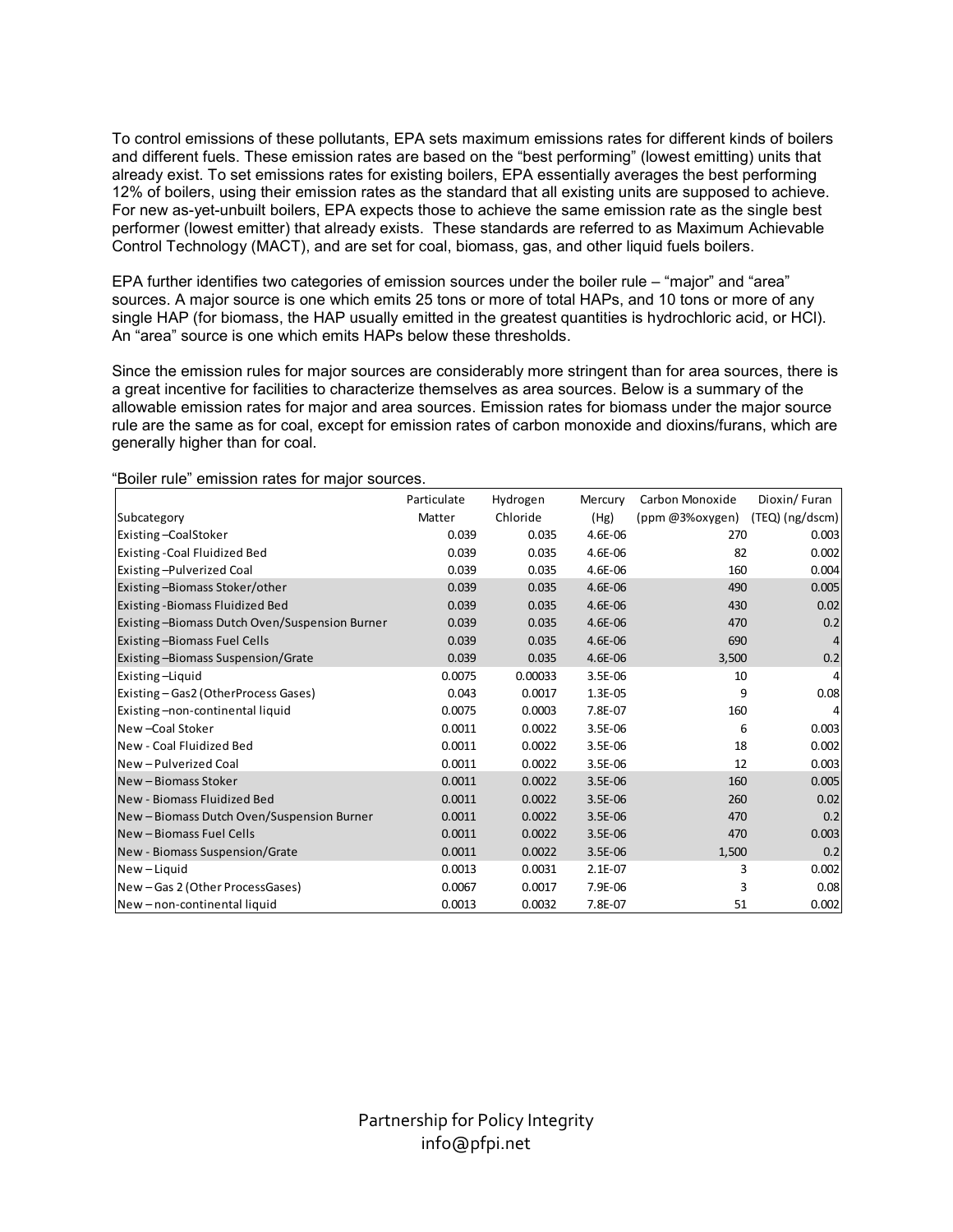To control emissions of these pollutants, EPA sets maximum emissions rates for different kinds of boilers and different fuels. These emission rates are based on the "best performing" (lowest emitting) units that already exist. To set emissions rates for existing boilers, EPA essentially averages the best performing 12% of boilers, using their emission rates as the standard that all existing units are supposed to achieve. For new as-yet-unbuilt boilers, EPA expects those to achieve the same emission rate as the single best performer (lowest emitter) that already exists. These standards are referred to as Maximum Achievable Control Technology (MACT), and are set for coal, biomass, gas, and other liquid fuels boilers.

EPA further identifies two categories of emission sources under the boiler rule – "major" and "area" sources. A major source is one which emits 25 tons or more of total HAPs, and 10 tons or more of any single HAP (for biomass, the HAP usually emitted in the greatest quantities is hydrochloric acid, or HCl). An "area" source is one which emits HAPs below these thresholds.

Since the emission rules for major sources are considerably more stringent than for area sources, there is a great incentive for facilities to characterize themselves as area sources. Below is a summary of the allowable emission rates for major and area sources. Emission rates for biomass under the major source rule are the same as for coal, except for emission rates of carbon monoxide and dioxins/furans, which are generally higher than for coal.

"Boiler rule" emission rates for major sources.

| Subcategory | Particulate Matter | Hydrogen Chloride | Mercury (Hg) | Carbon Monoxide (ppm @3%oxygen) | Dioxin/ Furan (TEQ) (ng/dscm) |
|---|---|---|---|---|---|
| Existing –CoalStoker | 0.039 | 0.035 | 4.6E-06 | 270 | 0.003 |
| Existing -Coal Fluidized Bed | 0.039 | 0.035 | 4.6E-06 | 82 | 0.002 |
| Existing –Pulverized Coal | 0.039 | 0.035 | 4.6E-06 | 160 | 0.004 |
| Existing –Biomass Stoker/other | 0.039 | 0.035 | 4.6E-06 | 490 | 0.005 |
| Existing -Biomass Fluidized Bed | 0.039 | 0.035 | 4.6E-06 | 430 | 0.02 |
| Existing –Biomass Dutch Oven/Suspension Burner | 0.039 | 0.035 | 4.6E-06 | 470 | 0.2 |
| Existing –Biomass Fuel Cells | 0.039 | 0.035 | 4.6E-06 | 690 | 4 |
| Existing –Biomass Suspension/Grate | 0.039 | 0.035 | 4.6E-06 | 3,500 | 0.2 |
| Existing –Liquid | 0.0075 | 0.00033 | 3.5E-06 | 10 | 4 |
| Existing – Gas2 (OtherProcess Gases) | 0.043 | 0.0017 | 1.3E-05 | 9 | 0.08 |
| Existing –non-continental liquid | 0.0075 | 0.0003 | 7.8E-07 | 160 | 4 |
| New –Coal Stoker | 0.0011 | 0.0022 | 3.5E-06 | 6 | 0.003 |
| New - Coal Fluidized Bed | 0.0011 | 0.0022 | 3.5E-06 | 18 | 0.002 |
| New – Pulverized Coal | 0.0011 | 0.0022 | 3.5E-06 | 12 | 0.003 |
| New – Biomass Stoker | 0.0011 | 0.0022 | 3.5E-06 | 160 | 0.005 |
| New - Biomass Fluidized Bed | 0.0011 | 0.0022 | 3.5E-06 | 260 | 0.02 |
| New – Biomass Dutch Oven/Suspension Burner | 0.0011 | 0.0022 | 3.5E-06 | 470 | 0.2 |
| New – Biomass Fuel Cells | 0.0011 | 0.0022 | 3.5E-06 | 470 | 0.003 |
| New - Biomass Suspension/Grate | 0.0011 | 0.0022 | 3.5E-06 | 1,500 | 0.2 |
| New – Liquid | 0.0013 | 0.0031 | 2.1E-07 | 3 | 0.002 |
| New – Gas 2 (Other ProcessGases) | 0.0067 | 0.0017 | 7.9E-06 | 3 | 0.08 |
| New – non-continental liquid | 0.0013 | 0.0032 | 7.8E-07 | 51 | 0.002 |

Partnership for Policy Integrity
info@pfpi.net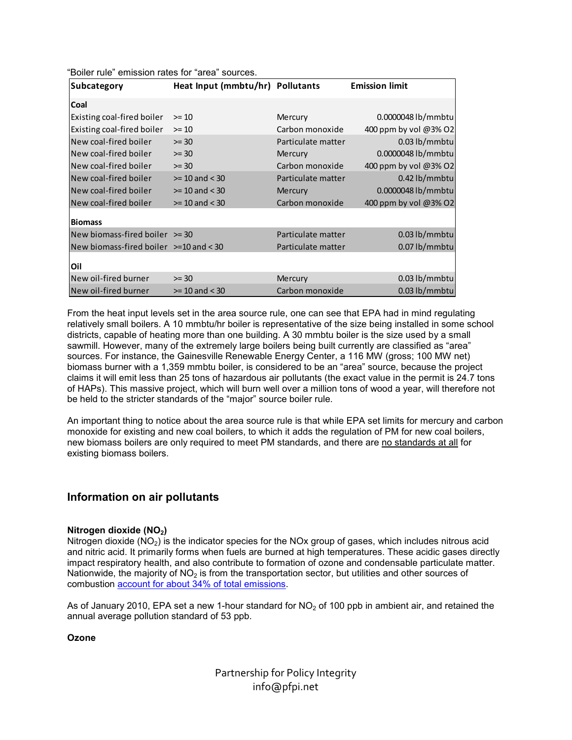"Boiler rule" emission rates for "area" sources.

| Subcategory | Heat Input (mmbtu/hr) | Pollutants | Emission limit |
|---|---|---|---|
| **Coal** | | | |
| Existing coal-fired boiler | >= 10 | Mercury | 0.0000048 lb/mmbtu |
| Existing coal-fired boiler | >= 10 | Carbon monoxide | 400 ppm by vol @3% O2 |
| New coal-fired boiler | >= 30 | Particulate matter | 0.03 lb/mmbtu |
| New coal-fired boiler | >= 30 | Mercury | 0.0000048 lb/mmbtu |
| New coal-fired boiler | >= 30 | Carbon monoxide | 400 ppm by vol @3% O2 |
| New coal-fired boiler | >= 10 and < 30 | Particulate matter | 0.42 lb/mmbtu |
| New coal-fired boiler | >= 10 and < 30 | Mercury | 0.0000048 lb/mmbtu |
| New coal-fired boiler | >= 10 and < 30 | Carbon monoxide | 400 ppm by vol @3% O2 |
| **Biomass** | | | |
| New biomass-fired boiler | >= 30 | Particulate matter | 0.03 lb/mmbtu |
| New biomass-fired boiler | >=10 and < 30 | Particulate matter | 0.07 lb/mmbtu |
| **Oil** | | | |
| New oil-fired burner | >= 30 | Mercury | 0.03 lb/mmbtu |
| New oil-fired burner | >= 10 and < 30 | Carbon monoxide | 0.03 lb/mmbtu |

From the heat input levels set in the area source rule, one can see that EPA had in mind regulating relatively small boilers. A 10 mmbtu/hr boiler is representative of the size being installed in some school districts, capable of heating more than one building. A 30 mmbtu boiler is the size used by a small sawmill. However, many of the extremely large boilers being built currently are classified as "area" sources. For instance, the Gainesville Renewable Energy Center, a 116 MW (gross; 100 MW net) biomass burner with a 1,359 mmbtu boiler, is considered to be an "area" source, because the project claims it will emit less than 25 tons of hazardous air pollutants (the exact value in the permit is 24.7 tons of HAPs). This massive project, which will burn well over a million tons of wood a year, will therefore not be held to the stricter standards of the "major" source boiler rule.

An important thing to notice about the area source rule is that while EPA set limits for mercury and carbon monoxide for existing and new coal boilers, to which it adds the regulation of PM for new coal boilers, new biomass boilers are only required to meet PM standards, and there are no standards at all for existing biomass boilers.

## Information on air pollutants

### Nitrogen dioxide ($NO_2$)

Nitrogen dioxide ($NO_2$) is the indicator species for the NOx group of gases, which includes nitrous acid and nitric acid. It primarily forms when fuels are burned at high temperatures. These acidic gases directly impact respiratory health, and also contribute to formation of ozone and condensable particulate matter. Nationwide, the majority of $NO_2$ is from the transportation sector, but utilities and other sources of combustion account for about 34% of total emissions.

As of January 2010, EPA set a new 1-hour standard for $NO_2$ of 100 ppb in ambient air, and retained the annual average pollution standard of 53 ppb.

### Ozone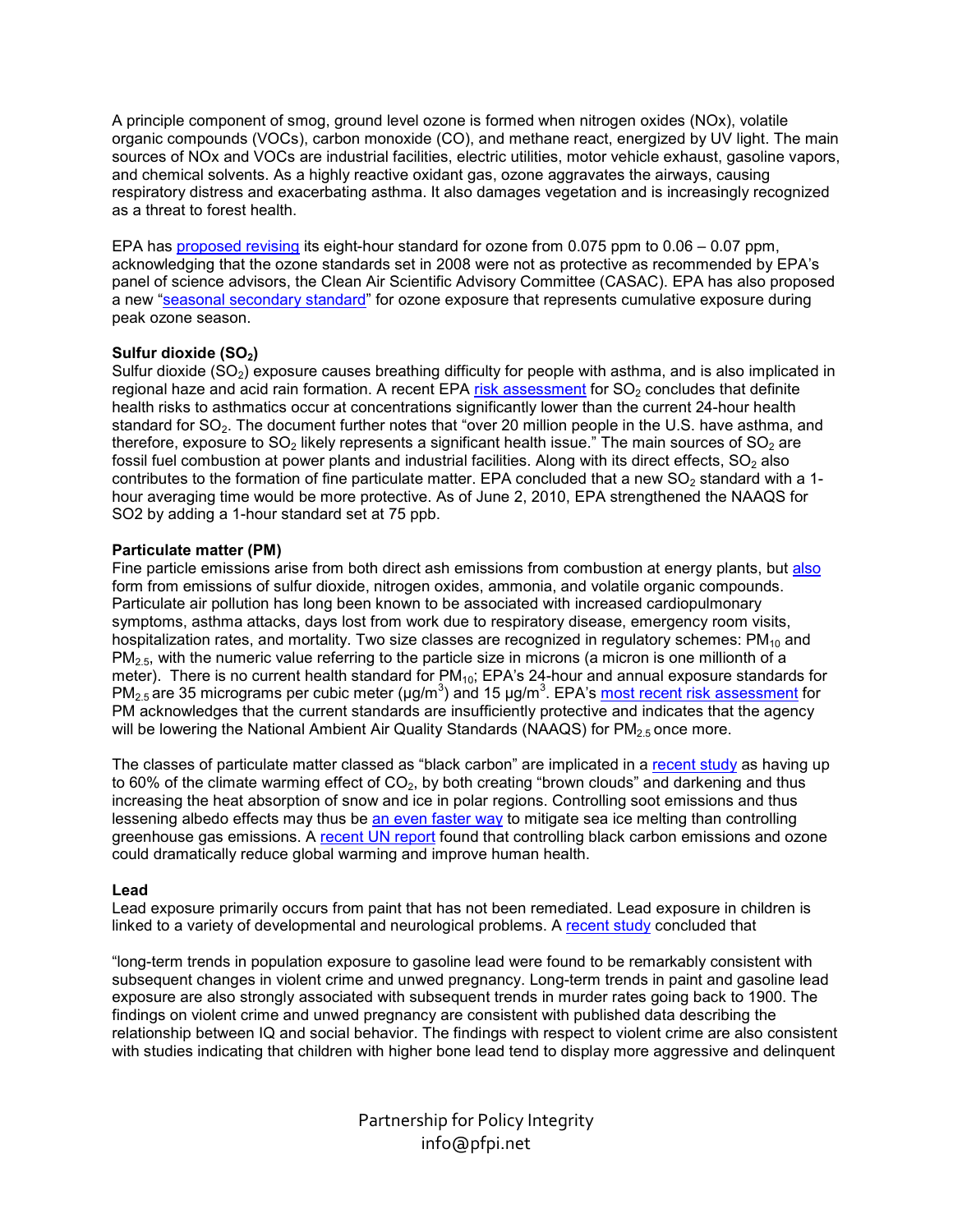A principle component of smog, ground level ozone is formed when nitrogen oxides (NOx), volatile organic compounds (VOCs), carbon monoxide (CO), and methane react, energized by UV light. The main sources of NOx and VOCs are industrial facilities, electric utilities, motor vehicle exhaust, gasoline vapors, and chemical solvents. As a highly reactive oxidant gas, ozone aggravates the airways, causing respiratory distress and exacerbating asthma. It also damages vegetation and is increasingly recognized as a threat to forest health.

EPA has proposed revising its eight-hour standard for ozone from 0.075 ppm to 0.06 – 0.07 ppm, acknowledging that the ozone standards set in 2008 were not as protective as recommended by EPA's panel of science advisors, the Clean Air Scientific Advisory Committee (CASAC). EPA has also proposed a new "seasonal secondary standard" for ozone exposure that represents cumulative exposure during peak ozone season.

**Sulfur dioxide ($SO_2$)**
Sulfur dioxide ($SO_2$) exposure causes breathing difficulty for people with asthma, and is also implicated in regional haze and acid rain formation. A recent EPA risk assessment for $SO_2$ concludes that definite health risks to asthmatics occur at concentrations significantly lower than the current 24-hour health standard for $SO_2$. The document further notes that "over 20 million people in the U.S. have asthma, and therefore, exposure to $SO_2$ likely represents a significant health issue." The main sources of $SO_2$ are fossil fuel combustion at power plants and industrial facilities. Along with its direct effects, $SO_2$ also contributes to the formation of fine particulate matter. EPA concluded that a new $SO_2$ standard with a 1-hour averaging time would be more protective. As of June 2, 2010, EPA strengthened the NAAQS for SO2 by adding a 1-hour standard set at 75 ppb.

**Particulate matter (PM)**
Fine particle emissions arise from both direct ash emissions from combustion at energy plants, but also form from emissions of sulfur dioxide, nitrogen oxides, ammonia, and volatile organic compounds. Particulate air pollution has long been known to be associated with increased cardiopulmonary symptoms, asthma attacks, days lost from work due to respiratory disease, emergency room visits, hospitalization rates, and mortality. Two size classes are recognized in regulatory schemes: $PM_{10}$ and $PM_{2.5}$, with the numeric value referring to the particle size in microns (a micron is one millionth of a meter). There is no current health standard for $PM_{10}$; EPA's 24-hour and annual exposure standards for $PM_{2.5}$ are 35 micrograms per cubic meter ($\mu g/m^3$) and 15 $\mu g/m^3$. EPA's most recent risk assessment for PM acknowledges that the current standards are insufficiently protective and indicates that the agency will be lowering the National Ambient Air Quality Standards (NAAQS) for $PM_{2.5}$ once more.

The classes of particulate matter classed as "black carbon" are implicated in a recent study as having up to 60% of the climate warming effect of $CO_2$, by both creating "brown clouds" and darkening and thus increasing the heat absorption of snow and ice in polar regions. Controlling soot emissions and thus lessening albedo effects may thus be an even faster way to mitigate sea ice melting than controlling greenhouse gas emissions. A recent UN report found that controlling black carbon emissions and ozone could dramatically reduce global warming and improve human health.

**Lead**
Lead exposure primarily occurs from paint that has not been remediated. Lead exposure in children is linked to a variety of developmental and neurological problems. A recent study concluded that

"long-term trends in population exposure to gasoline lead were found to be remarkably consistent with subsequent changes in violent crime and unwed pregnancy. Long-term trends in paint and gasoline lead exposure are also strongly associated with subsequent trends in murder rates going back to 1900. The findings on violent crime and unwed pregnancy are consistent with published data describing the relationship between IQ and social behavior. The findings with respect to violent crime are also consistent with studies indicating that children with higher bone lead tend to display more aggressive and delinquent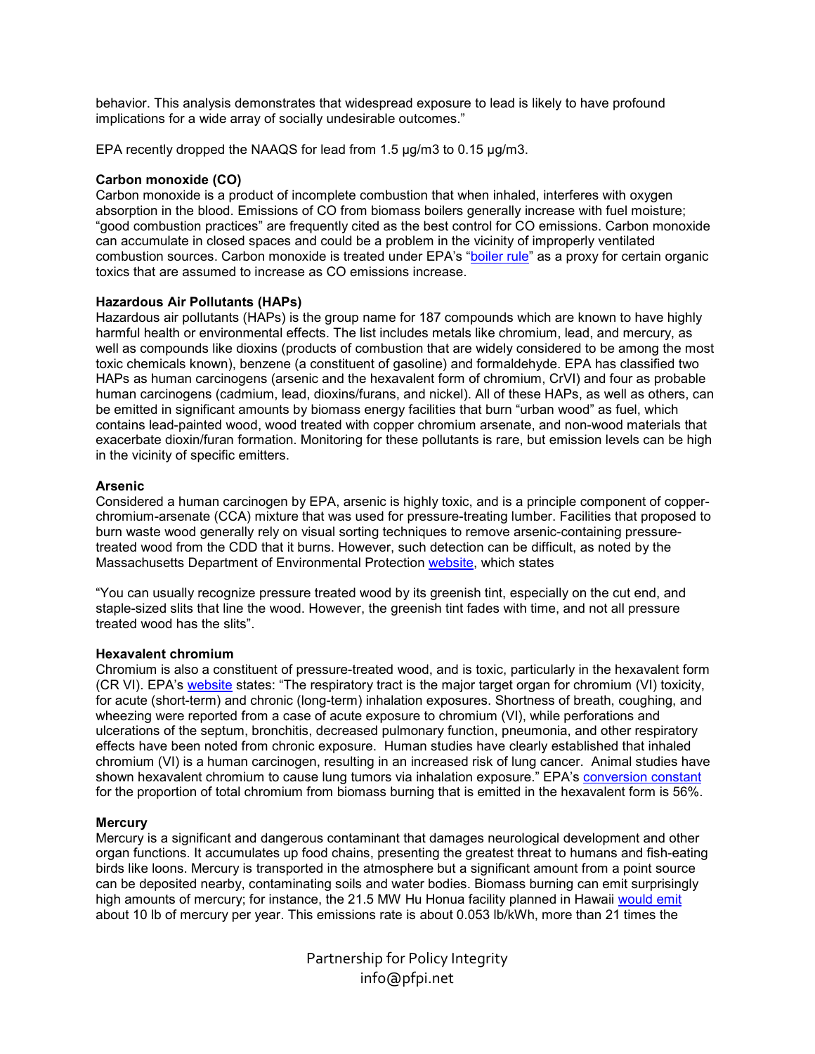behavior. This analysis demonstrates that widespread exposure to lead is likely to have profound implications for a wide array of socially undesirable outcomes."

EPA recently dropped the NAAQS for lead from 1.5 µg/m3 to 0.15 µg/m3.

**Carbon monoxide (CO)**
Carbon monoxide is a product of incomplete combustion that when inhaled, interferes with oxygen absorption in the blood. Emissions of CO from biomass boilers generally increase with fuel moisture; "good combustion practices" are frequently cited as the best control for CO emissions. Carbon monoxide can accumulate in closed spaces and could be a problem in the vicinity of improperly ventilated combustion sources. Carbon monoxide is treated under EPA's "boiler rule" as a proxy for certain organic toxics that are assumed to increase as CO emissions increase.

**Hazardous Air Pollutants (HAPs)**
Hazardous air pollutants (HAPs) is the group name for 187 compounds which are known to have highly harmful health or environmental effects. The list includes metals like chromium, lead, and mercury, as well as compounds like dioxins (products of combustion that are widely considered to be among the most toxic chemicals known), benzene (a constituent of gasoline) and formaldehyde. EPA has classified two HAPs as human carcinogens (arsenic and the hexavalent form of chromium, CrVI) and four as probable human carcinogens (cadmium, lead, dioxins/furans, and nickel). All of these HAPs, as well as others, can be emitted in significant amounts by biomass energy facilities that burn "urban wood" as fuel, which contains lead-painted wood, wood treated with copper chromium arsenate, and non-wood materials that exacerbate dioxin/furan formation. Monitoring for these pollutants is rare, but emission levels can be high in the vicinity of specific emitters.

**Arsenic**
Considered a human carcinogen by EPA, arsenic is highly toxic, and is a principle component of copper-chromium-arsenate (CCA) mixture that was used for pressure-treating lumber. Facilities that proposed to burn waste wood generally rely on visual sorting techniques to remove arsenic-containing pressure-treated wood from the CDD that it burns. However, such detection can be difficult, as noted by the Massachusetts Department of Environmental Protection website, which states

"You can usually recognize pressure treated wood by its greenish tint, especially on the cut end, and staple-sized slits that line the wood. However, the greenish tint fades with time, and not all pressure treated wood has the slits".

**Hexavalent chromium**
Chromium is also a constituent of pressure-treated wood, and is toxic, particularly in the hexavalent form (CR VI). EPA's website states: "The respiratory tract is the major target organ for chromium (VI) toxicity, for acute (short-term) and chronic (long-term) inhalation exposures. Shortness of breath, coughing, and wheezing were reported from a case of acute exposure to chromium (VI), while perforations and ulcerations of the septum, bronchitis, decreased pulmonary function, pneumonia, and other respiratory effects have been noted from chronic exposure. Human studies have clearly established that inhaled chromium (VI) is a human carcinogen, resulting in an increased risk of lung cancer. Animal studies have shown hexavalent chromium to cause lung tumors via inhalation exposure." EPA's conversion constant for the proportion of total chromium from biomass burning that is emitted in the hexavalent form is 56%.

**Mercury**
Mercury is a significant and dangerous contaminant that damages neurological development and other organ functions. It accumulates up food chains, presenting the greatest threat to humans and fish-eating birds like loons. Mercury is transported in the atmosphere but a significant amount from a point source can be deposited nearby, contaminating soils and water bodies. Biomass burning can emit surprisingly high amounts of mercury; for instance, the 21.5 MW Hu Honua facility planned in Hawaii would emit about 10 lb of mercury per year. This emissions rate is about 0.053 lb/kWh, more than 21 times the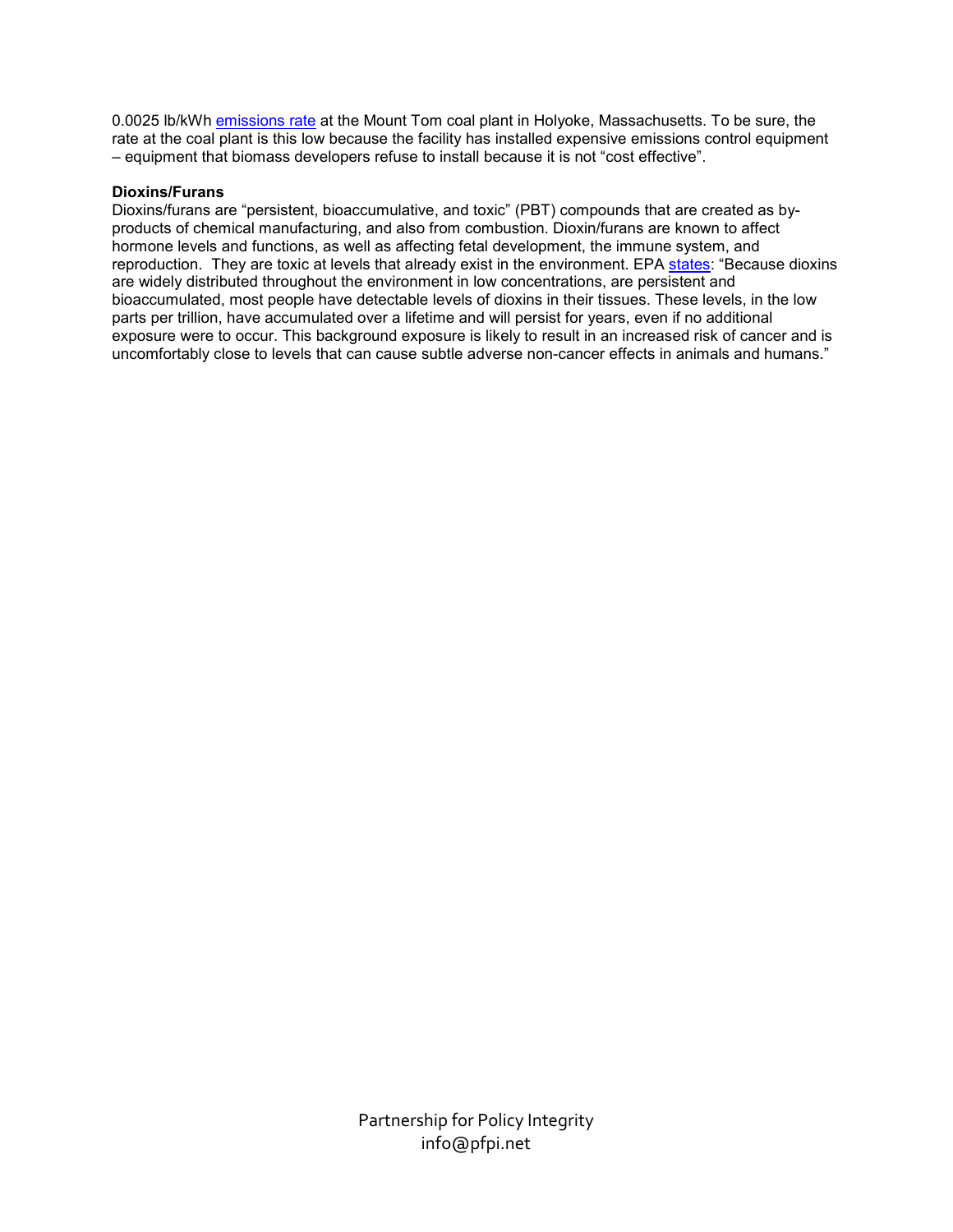0.0025 lb/kWh emissions rate at the Mount Tom coal plant in Holyoke, Massachusetts. To be sure, the rate at the coal plant is this low because the facility has installed expensive emissions control equipment – equipment that biomass developers refuse to install because it is not "cost effective".

**Dioxins/Furans**

Dioxins/furans are "persistent, bioaccumulative, and toxic" (PBT) compounds that are created as by-products of chemical manufacturing, and also from combustion. Dioxin/furans are known to affect hormone levels and functions, as well as affecting fetal development, the immune system, and reproduction. They are toxic at levels that already exist in the environment. EPA states: "Because dioxins are widely distributed throughout the environment in low concentrations, are persistent and bioaccumulated, most people have detectable levels of dioxins in their tissues. These levels, in the low parts per trillion, have accumulated over a lifetime and will persist for years, even if no additional exposure were to occur. This background exposure is likely to result in an increased risk of cancer and is uncomfortably close to levels that can cause subtle adverse non-cancer effects in animals and humans."